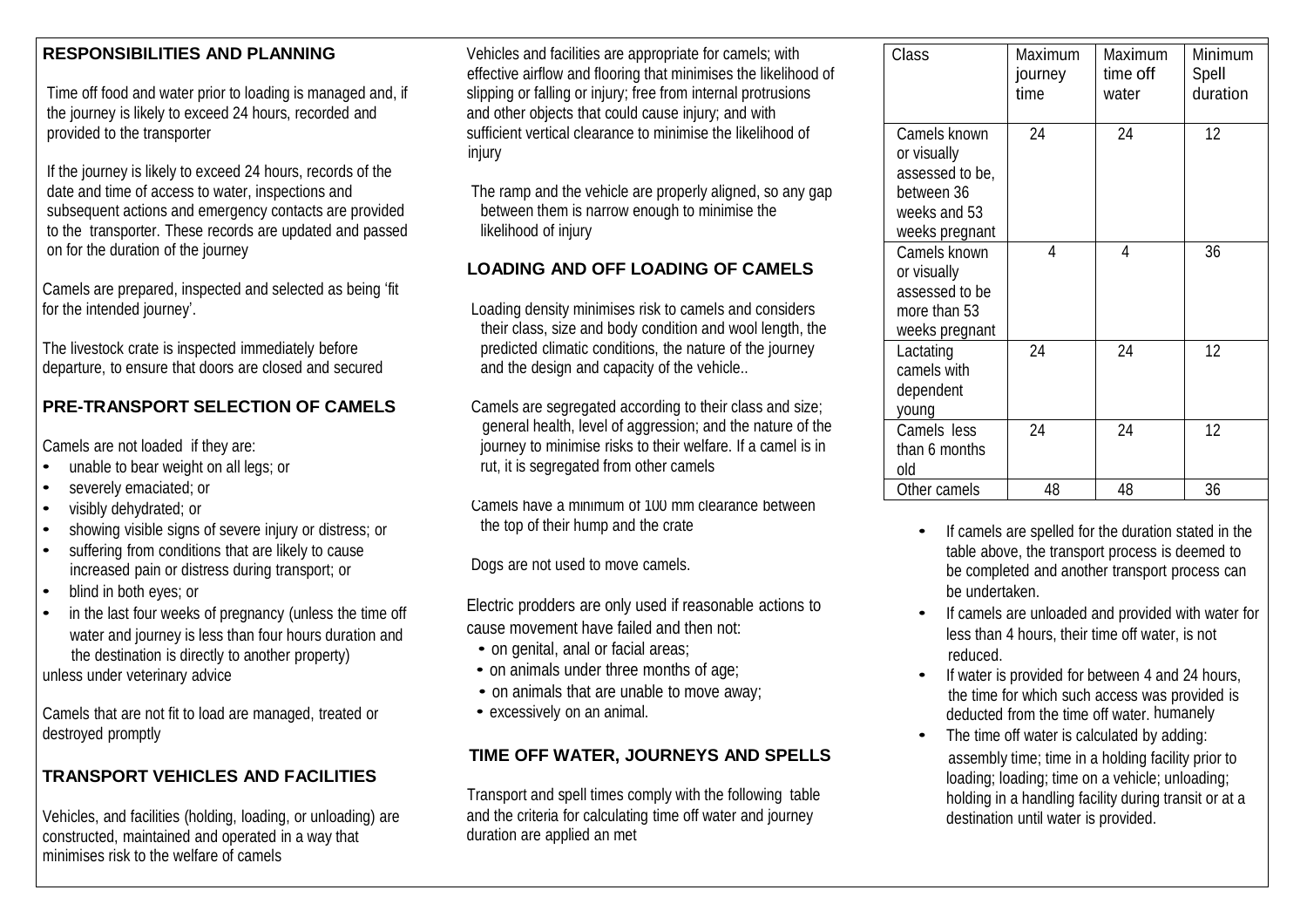## RESPONSIBILITIES AND PLANNING

Time off food and water prior to loading is managed and, if the journey is likely to exceed 24 hours, recorded and provided to the transporter

If the journey is likely to exceed 24 hours, records of the date and time of access to water, inspections and subsequent actions and emergency contacts are provided to the transporter. These records are updated and passed on for the duration of the journey

Camels are prepared, inspected and selected as being 'fit for the intended journey'.

The livestock crate is inspected immediately before departure, to ensure that doors are closed and secured

## PRE-TRANSPORT SELECTION OF CAMELS

Camels are not loaded if they are:

- unable to bear weight on all legs; or
- severely emaciated; or
- visibly dehydrated; or
- showing visible signs of severe injury or distress; or
- suffering from conditions that are likely to cause increased pain or distress during transport; or
- blind in both eyes; or
- in the last four weeks of pregnancy (unless the time off water and journey is less than four hours duration and the destination is directly to another property)

unless under veterinary advice

Camels that are not fit to load are managed, treated or destroyed promptly

## TRANSPORT VEHICLES AND FACILITIES

Vehicles, and facilities (holding, loading, or unloading) are constructed, maintained and operated in a way that minimises risk to the welfare of camels

Vehicles and facilities are appropriate for camels; with effective airflow and flooring that minimises the likelihood of slipping or falling or injury; free from internal protrusions and other objects that could cause injury; and with sufficient vertical clearance to minimise the likelihood of injury

The ramp and the vehicle are properly aligned, so any gap between them is narrow enough to minimise the likelihood of injury

## LOADING AND OFF LOADING OF CAMELS

Loading density minimises risk to camels and considers their class, size and body condition and wool length, the predicted climatic conditions, the nature of the journey and the design and capacity of the vehicle..

Camels are segregated according to their class and size; general health, level of aggression; and the nature of the journey to minimise risks to their welfare. If a camel is in rut, it is segregated from other camels

Camels have a minimum of 100 mm clearance between the top of their hump and the crate

Dogs are not used to move camels.

Electric prodders are only used if reasonable actions to cause movement have failed and then not:

- on genital, anal or facial areas;
- on animals under three months of age;
- on animals that are unable to move away;
- excessively on an animal.

## TIME OFF WATER, JOURNEYS AND SPELLS

Transport and spell times comply with the following table and the criteria for calculating time off water and journey duration are applied an met

| Class | Maximum journey time | Maximum time off water | Minimum Spell duration |
|---|---|---|---|
| Camels known or visually assessed to be, between 36 weeks and 53 weeks pregnant | 24 | 24 | 12 |
| Camels known or visually assessed to be more than 53 weeks pregnant | 4 | 4 | 36 |
| Lactating camels with dependent young | 24 | 24 | 12 |
| Camels less than 6 months old | 24 | 24 | 12 |
| Other camels | 48 | 48 | 36 |

- If camels are spelled for the duration stated in the table above, the transport process is deemed to be completed and another transport process can be undertaken.
- If camels are unloaded and provided with water for less than 4 hours, their time off water, is not reduced.
- If water is provided for between 4 and 24 hours, the time for which such access was provided is deducted from the time off water. humanely
- The time off water is calculated by adding: assembly time; time in a holding facility prior to loading; loading; time on a vehicle; unloading; holding in a handling facility during transit or at a destination until water is provided.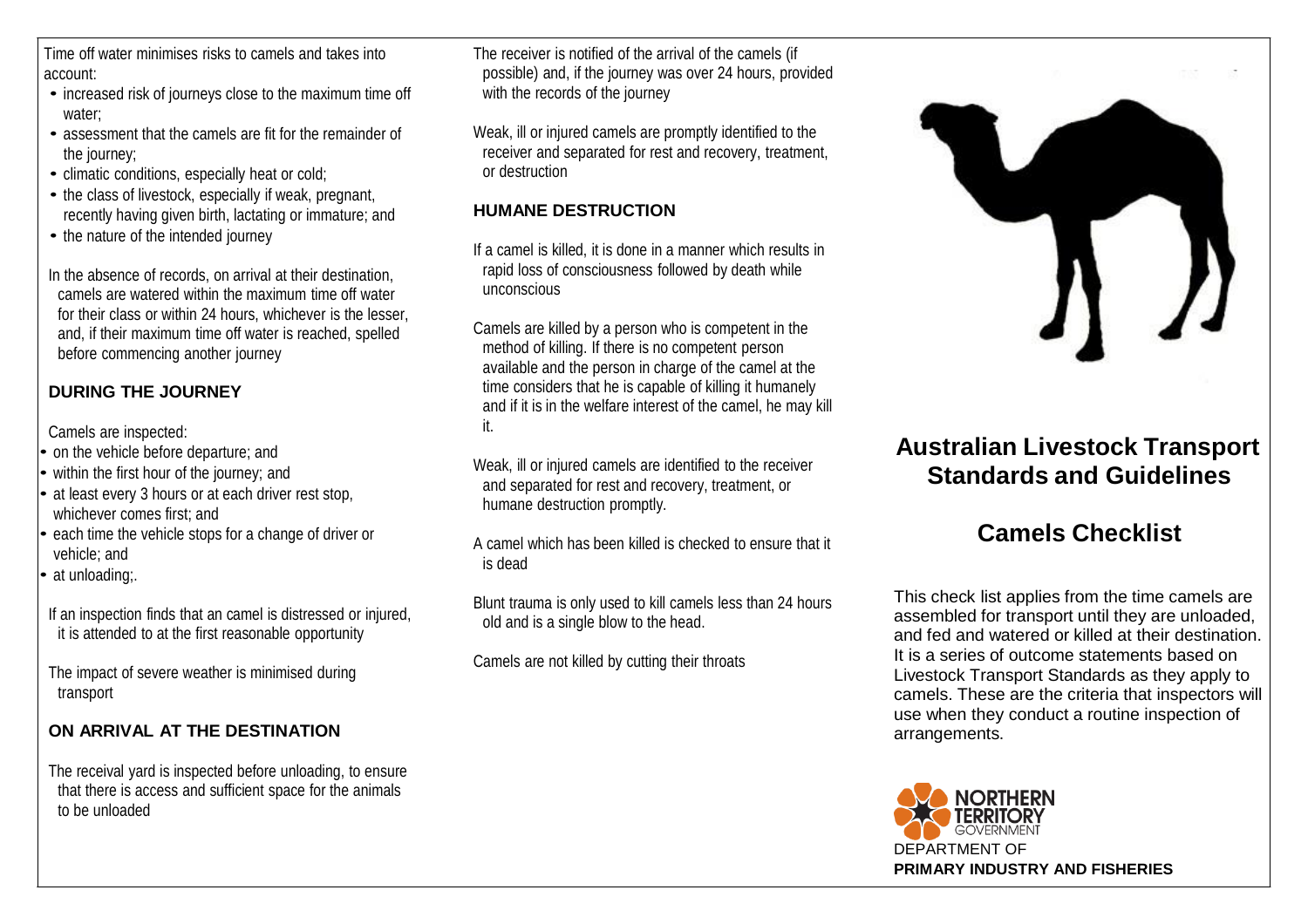Time off water minimises risks to camels and takes into account:

- increased risk of journeys close to the maximum time off water;
- assessment that the camels are fit for the remainder of the journey;
- climatic conditions, especially heat or cold;
- the class of livestock, especially if weak, pregnant, recently having given birth, lactating or immature; and
- the nature of the intended journey

In the absence of records, on arrival at their destination, camels are watered within the maximum time off water for their class or within 24 hours, whichever is the lesser, and, if their maximum time off water is reached, spelled before commencing another journey

## DURING THE JOURNEY

Camels are inspected:

- on the vehicle before departure; and
- within the first hour of the journey; and
- at least every 3 hours or at each driver rest stop, whichever comes first; and
- each time the vehicle stops for a change of driver or vehicle; and
- at unloading;.

If an inspection finds that an camel is distressed or injured, it is attended to at the first reasonable opportunity

The impact of severe weather is minimised during transport

## ON ARRIVAL AT THE DESTINATION

The receival yard is inspected before unloading, to ensure that there is access and sufficient space for the animals to be unloaded

The receiver is notified of the arrival of the camels (if possible) and, if the journey was over 24 hours, provided with the records of the journey

Weak, ill or injured camels are promptly identified to the receiver and separated for rest and recovery, treatment, or destruction

## HUMANE DESTRUCTION

If a camel is killed, it is done in a manner which results in rapid loss of consciousness followed by death while unconscious

Camels are killed by a person who is competent in the method of killing. If there is no competent person available and the person in charge of the camel at the time considers that he is capable of killing it humanely and if it is in the welfare interest of the camel, he may kill it.

Weak, ill or injured camels are identified to the receiver and separated for rest and recovery, treatment, or humane destruction promptly.

A camel which has been killed is checked to ensure that it is dead

Blunt trauma is only used to kill camels less than 24 hours old and is a single blow to the head.

Camels are not killed by cutting their throats

# Australian Livestock Transport Standards and Guidelines

# Camels Checklist

This check list applies from the time camels are assembled for transport until they are unloaded, and fed and watered or killed at their destination. It is a series of outcome statements based on Livestock Transport Standards as they apply to camels. These are the criteria that inspectors will use when they conduct a routine inspection of arrangements.

NORTHERN TERRITORY GOVERNMENT

DEPARTMENT OF
**PRIMARY INDUSTRY AND FISHERIES**